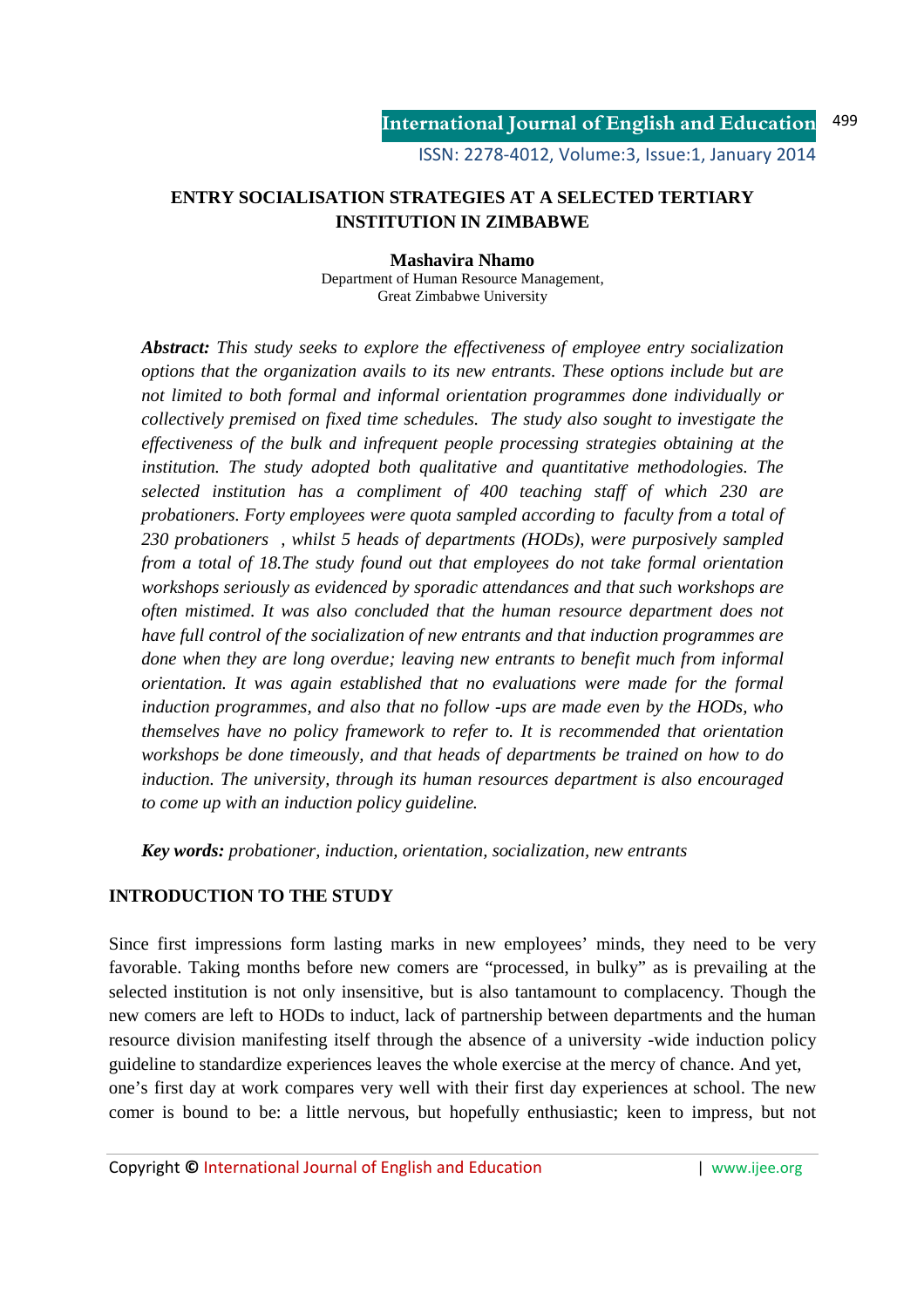# ENTRY SOCIALISATION STRATEGIES AT A SELECTED TERTIARY INSTITUTION IN ZIMBABWE

**Mashavira Nhamo**

Department of Human Resource Management,
Great Zimbabwe University

***Abstract:*** *This study seeks to explore the effectiveness of employee entry socialization options that the organization avails to its new entrants. These options include but are not limited to both formal and informal orientation programmes done individually or collectively premised on fixed time schedules. The study also sought to investigate the effectiveness of the bulk and infrequent people processing strategies obtaining at the institution. The study adopted both qualitative and quantitative methodologies. The selected institution has a compliment of 400 teaching staff of which 230 are probationers. Forty employees were quota sampled according to faculty from a total of 230 probationers , whilst 5 heads of departments (HODs), were purposively sampled from a total of 18.The study found out that employees do not take formal orientation workshops seriously as evidenced by sporadic attendances and that such workshops are often mistimed. It was also concluded that the human resource department does not have full control of the socialization of new entrants and that induction programmes are done when they are long overdue; leaving new entrants to benefit much from informal orientation. It was again established that no evaluations were made for the formal induction programmes, and also that no follow -ups are made even by the HODs, who themselves have no policy framework to refer to. It is recommended that orientation workshops be done timeously, and that heads of departments be trained on how to do induction. The university, through its human resources department is also encouraged to come up with an induction policy guideline.*

***Key words:*** *probationer, induction, orientation, socialization, new entrants*

## INTRODUCTION TO THE STUDY

Since first impressions form lasting marks in new employees' minds, they need to be very favorable. Taking months before new comers are "processed, in bulky" as is prevailing at the selected institution is not only insensitive, but is also tantamount to complacency. Though the new comers are left to HODs to induct, lack of partnership between departments and the human resource division manifesting itself through the absence of a university -wide induction policy guideline to standardize experiences leaves the whole exercise at the mercy of chance. And yet, one's first day at work compares very well with their first day experiences at school. The new comer is bound to be: a little nervous, but hopefully enthusiastic; keen to impress, but not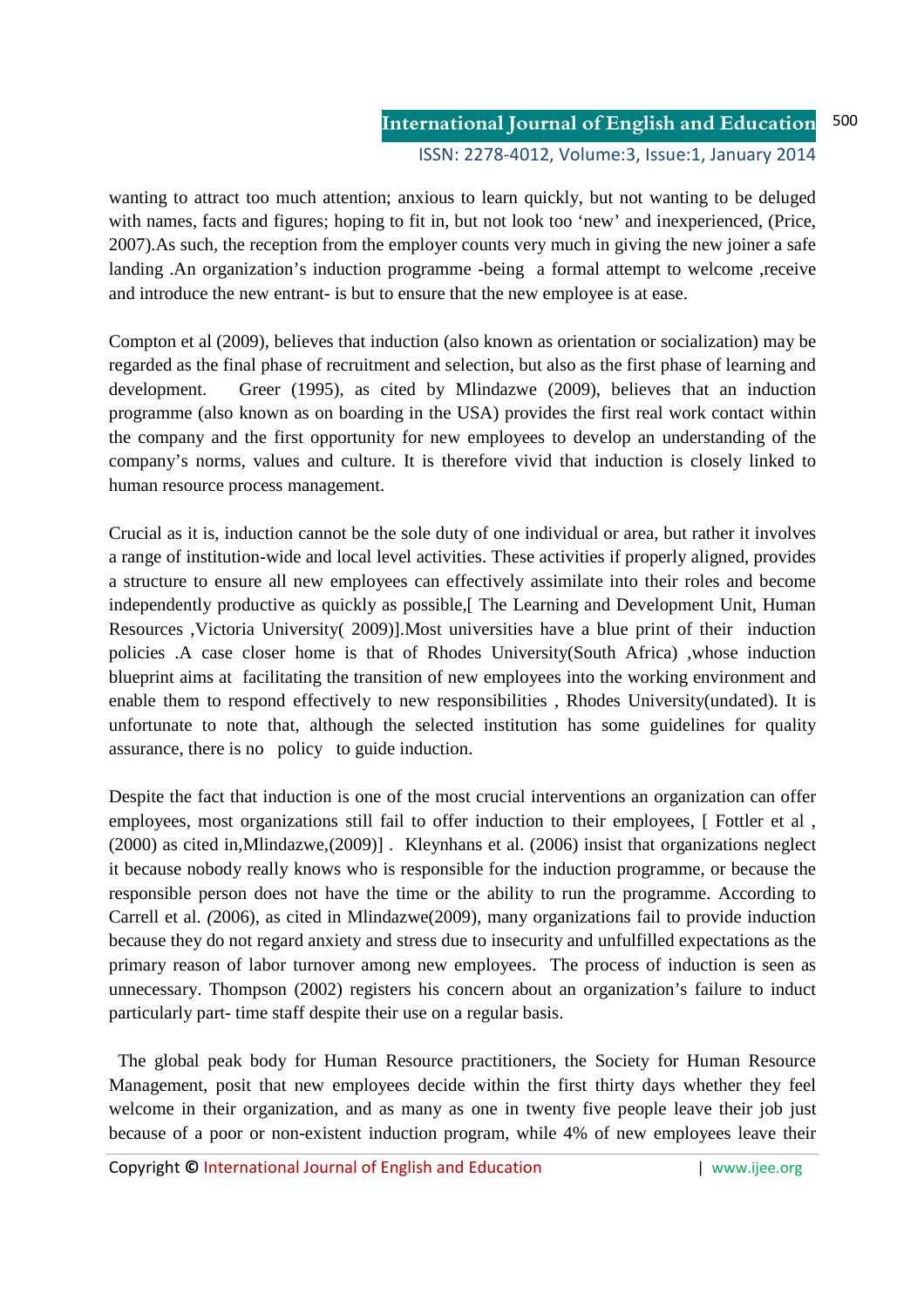wanting to attract too much attention; anxious to learn quickly, but not wanting to be deluged with names, facts and figures; hoping to fit in, but not look too 'new' and inexperienced, (Price, 2007).As such, the reception from the employer counts very much in giving the new joiner a safe landing .An organization's induction programme -being a formal attempt to welcome ,receive and introduce the new entrant- is but to ensure that the new employee is at ease.

Compton et al (2009), believes that induction (also known as orientation or socialization) may be regarded as the final phase of recruitment and selection, but also as the first phase of learning and development. Greer (1995), as cited by Mlindazwe (2009), believes that an induction programme (also known as on boarding in the USA) provides the first real work contact within the company and the first opportunity for new employees to develop an understanding of the company's norms, values and culture. It is therefore vivid that induction is closely linked to human resource process management.

Crucial as it is, induction cannot be the sole duty of one individual or area, but rather it involves a range of institution-wide and local level activities. These activities if properly aligned, provides a structure to ensure all new employees can effectively assimilate into their roles and become independently productive as quickly as possible,[ The Learning and Development Unit, Human Resources ,Victoria University( 2009)].Most universities have a blue print of their induction policies .A case closer home is that of Rhodes University(South Africa) ,whose induction blueprint aims at facilitating the transition of new employees into the working environment and enable them to respond effectively to new responsibilities , Rhodes University(undated). It is unfortunate to note that, although the selected institution has some guidelines for quality assurance, there is no policy to guide induction.

Despite the fact that induction is one of the most crucial interventions an organization can offer employees, most organizations still fail to offer induction to their employees, [ Fottler et al , (2000) as cited in,Mlindazwe,(2009)] . Kleynhans et al. (2006) insist that organizations neglect it because nobody really knows who is responsible for the induction programme, or because the responsible person does not have the time or the ability to run the programme. According to Carrell et al. *(*2006), as cited in Mlindazwe(2009), many organizations fail to provide induction because they do not regard anxiety and stress due to insecurity and unfulfilled expectations as the primary reason of labor turnover among new employees. The process of induction is seen as unnecessary. Thompson (2002) registers his concern about an organization's failure to induct particularly part- time staff despite their use on a regular basis.

The global peak body for Human Resource practitioners, the Society for Human Resource Management, posit that new employees decide within the first thirty days whether they feel welcome in their organization, and as many as one in twenty five people leave their job just because of a poor or non-existent induction program, while 4% of new employees leave their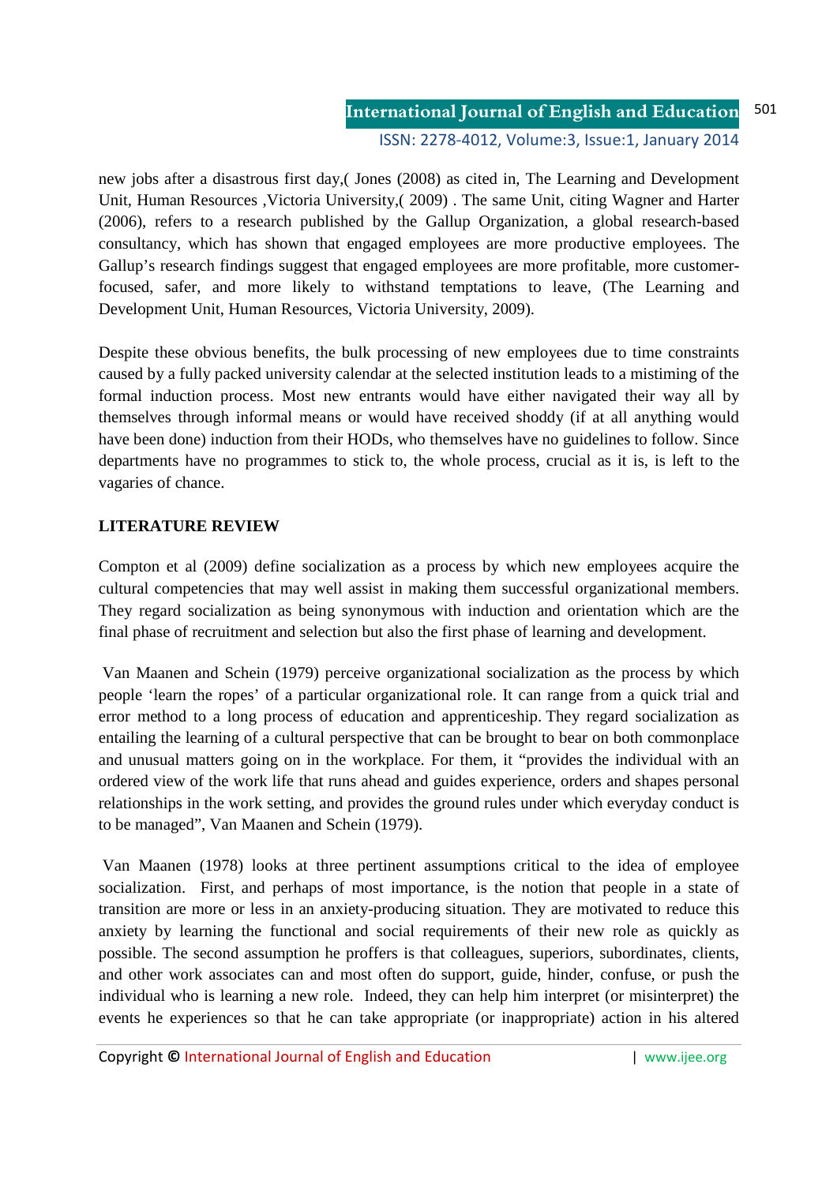new jobs after a disastrous first day,( Jones (2008) as cited in, The Learning and Development Unit, Human Resources ,Victoria University,( 2009) . The same Unit, citing Wagner and Harter (2006), refers to a research published by the Gallup Organization, a global research-based consultancy, which has shown that engaged employees are more productive employees. The Gallup's research findings suggest that engaged employees are more profitable, more customer-focused, safer, and more likely to withstand temptations to leave, (The Learning and Development Unit, Human Resources, Victoria University, 2009).

Despite these obvious benefits, the bulk processing of new employees due to time constraints caused by a fully packed university calendar at the selected institution leads to a mistiming of the formal induction process. Most new entrants would have either navigated their way all by themselves through informal means or would have received shoddy (if at all anything would have been done) induction from their HODs, who themselves have no guidelines to follow. Since departments have no programmes to stick to, the whole process, crucial as it is, is left to the vagaries of chance.

## LITERATURE REVIEW

Compton et al (2009) define socialization as a process by which new employees acquire the cultural competencies that may well assist in making them successful organizational members. They regard socialization as being synonymous with induction and orientation which are the final phase of recruitment and selection but also the first phase of learning and development.

Van Maanen and Schein (1979) perceive organizational socialization as the process by which people 'learn the ropes' of a particular organizational role. It can range from a quick trial and error method to a long process of education and apprenticeship. They regard socialization as entailing the learning of a cultural perspective that can be brought to bear on both commonplace and unusual matters going on in the workplace. For them, it "provides the individual with an ordered view of the work life that runs ahead and guides experience, orders and shapes personal relationships in the work setting, and provides the ground rules under which everyday conduct is to be managed", Van Maanen and Schein (1979).

Van Maanen (1978) looks at three pertinent assumptions critical to the idea of employee socialization. First, and perhaps of most importance, is the notion that people in a state of transition are more or less in an anxiety-producing situation. They are motivated to reduce this anxiety by learning the functional and social requirements of their new role as quickly as possible. The second assumption he proffers is that colleagues, superiors, subordinates, clients, and other work associates can and most often do support, guide, hinder, confuse, or push the individual who is learning a new role. Indeed, they can help him interpret (or misinterpret) the events he experiences so that he can take appropriate (or inappropriate) action in his altered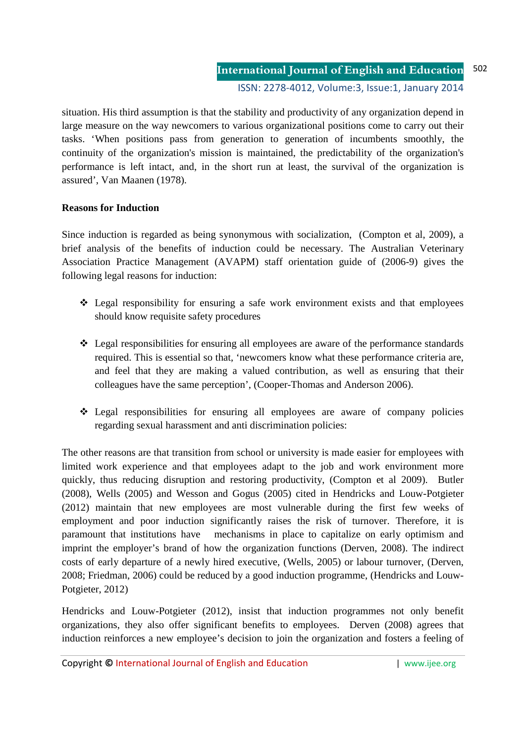situation. His third assumption is that the stability and productivity of any organization depend in large measure on the way newcomers to various organizational positions come to carry out their tasks. 'When positions pass from generation to generation of incumbents smoothly, the continuity of the organization's mission is maintained, the predictability of the organization's performance is left intact, and, in the short run at least, the survival of the organization is assured', Van Maanen (1978).

**Reasons for Induction**

Since induction is regarded as being synonymous with socialization, (Compton et al, 2009), a brief analysis of the benefits of induction could be necessary. The Australian Veterinary Association Practice Management (AVAPM) staff orientation guide of (2006-9) gives the following legal reasons for induction:

- Legal responsibility for ensuring a safe work environment exists and that employees should know requisite safety procedures
- Legal responsibilities for ensuring all employees are aware of the performance standards required. This is essential so that, 'newcomers know what these performance criteria are, and feel that they are making a valued contribution, as well as ensuring that their colleagues have the same perception', (Cooper-Thomas and Anderson 2006).
- Legal responsibilities for ensuring all employees are aware of company policies regarding sexual harassment and anti discrimination policies:

The other reasons are that transition from school or university is made easier for employees with limited work experience and that employees adapt to the job and work environment more quickly, thus reducing disruption and restoring productivity, (Compton et al 2009). Butler (2008), Wells (2005) and Wesson and Gogus (2005) cited in Hendricks and Louw-Potgieter (2012) maintain that new employees are most vulnerable during the first few weeks of employment and poor induction significantly raises the risk of turnover. Therefore, it is paramount that institutions have mechanisms in place to capitalize on early optimism and imprint the employer's brand of how the organization functions (Derven, 2008). The indirect costs of early departure of a newly hired executive, (Wells, 2005) or labour turnover, (Derven, 2008; Friedman, 2006) could be reduced by a good induction programme, (Hendricks and Louw-Potgieter, 2012)

Hendricks and Louw-Potgieter (2012), insist that induction programmes not only benefit organizations, they also offer significant benefits to employees. Derven (2008) agrees that induction reinforces a new employee's decision to join the organization and fosters a feeling of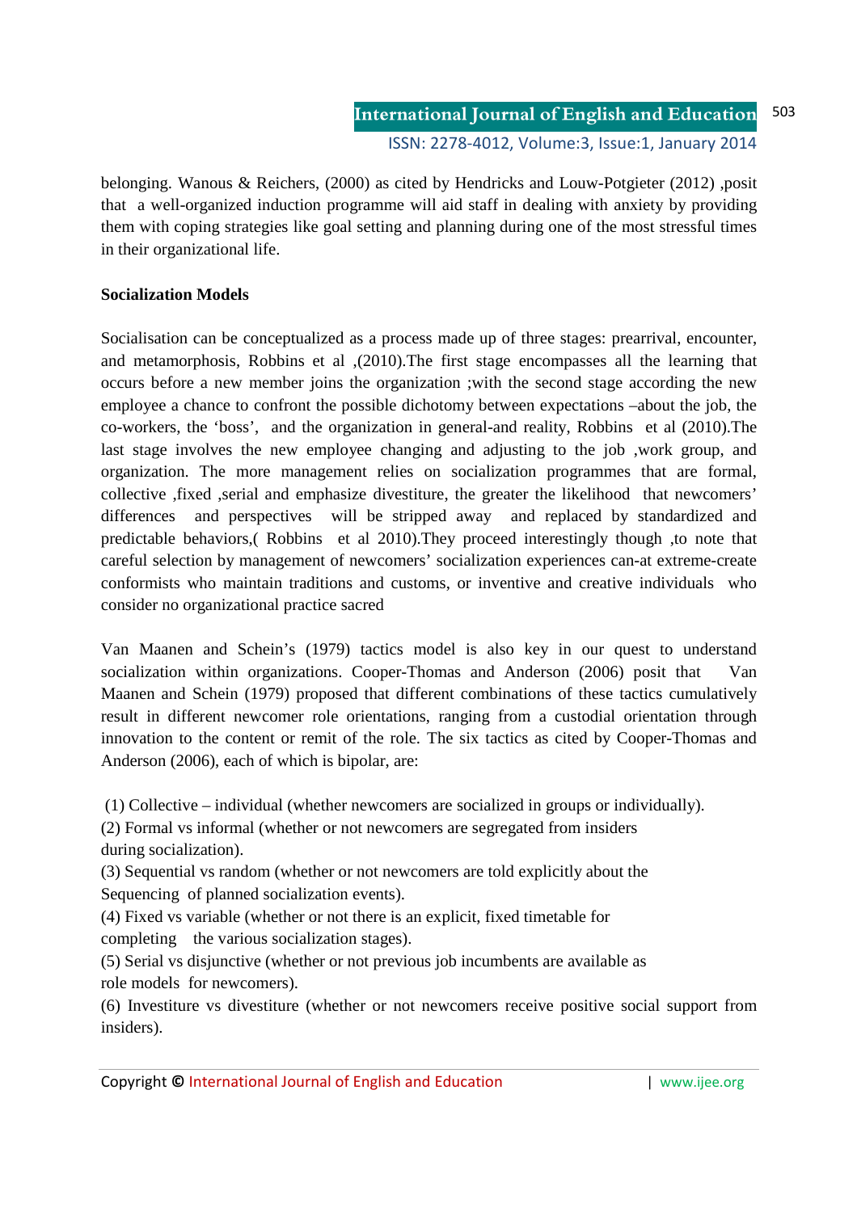belonging. Wanous & Reichers, (2000) as cited by Hendricks and Louw-Potgieter (2012) ,posit that a well-organized induction programme will aid staff in dealing with anxiety by providing them with coping strategies like goal setting and planning during one of the most stressful times in their organizational life.

**Socialization Models**

Socialisation can be conceptualized as a process made up of three stages: prearrival, encounter, and metamorphosis, Robbins et al ,(2010).The first stage encompasses all the learning that occurs before a new member joins the organization ;with the second stage according the new employee a chance to confront the possible dichotomy between expectations –about the job, the co-workers, the 'boss', and the organization in general-and reality, Robbins et al (2010).The last stage involves the new employee changing and adjusting to the job ,work group, and organization. The more management relies on socialization programmes that are formal, collective ,fixed ,serial and emphasize divestiture, the greater the likelihood that newcomers' differences and perspectives will be stripped away and replaced by standardized and predictable behaviors,( Robbins et al 2010).They proceed interestingly though ,to note that careful selection by management of newcomers' socialization experiences can-at extreme-create conformists who maintain traditions and customs, or inventive and creative individuals who consider no organizational practice sacred

Van Maanen and Schein's (1979) tactics model is also key in our quest to understand socialization within organizations. Cooper-Thomas and Anderson (2006) posit that Van Maanen and Schein (1979) proposed that different combinations of these tactics cumulatively result in different newcomer role orientations, ranging from a custodial orientation through innovation to the content or remit of the role. The six tactics as cited by Cooper-Thomas and Anderson (2006), each of which is bipolar, are:

(1) Collective – individual (whether newcomers are socialized in groups or individually).
(2) Formal vs informal (whether or not newcomers are segregated from insiders during socialization).
(3) Sequential vs random (whether or not newcomers are told explicitly about the Sequencing of planned socialization events).
(4) Fixed vs variable (whether or not there is an explicit, fixed timetable for completing the various socialization stages).
(5) Serial vs disjunctive (whether or not previous job incumbents are available as role models for newcomers).
(6) Investiture vs divestiture (whether or not newcomers receive positive social support from insiders).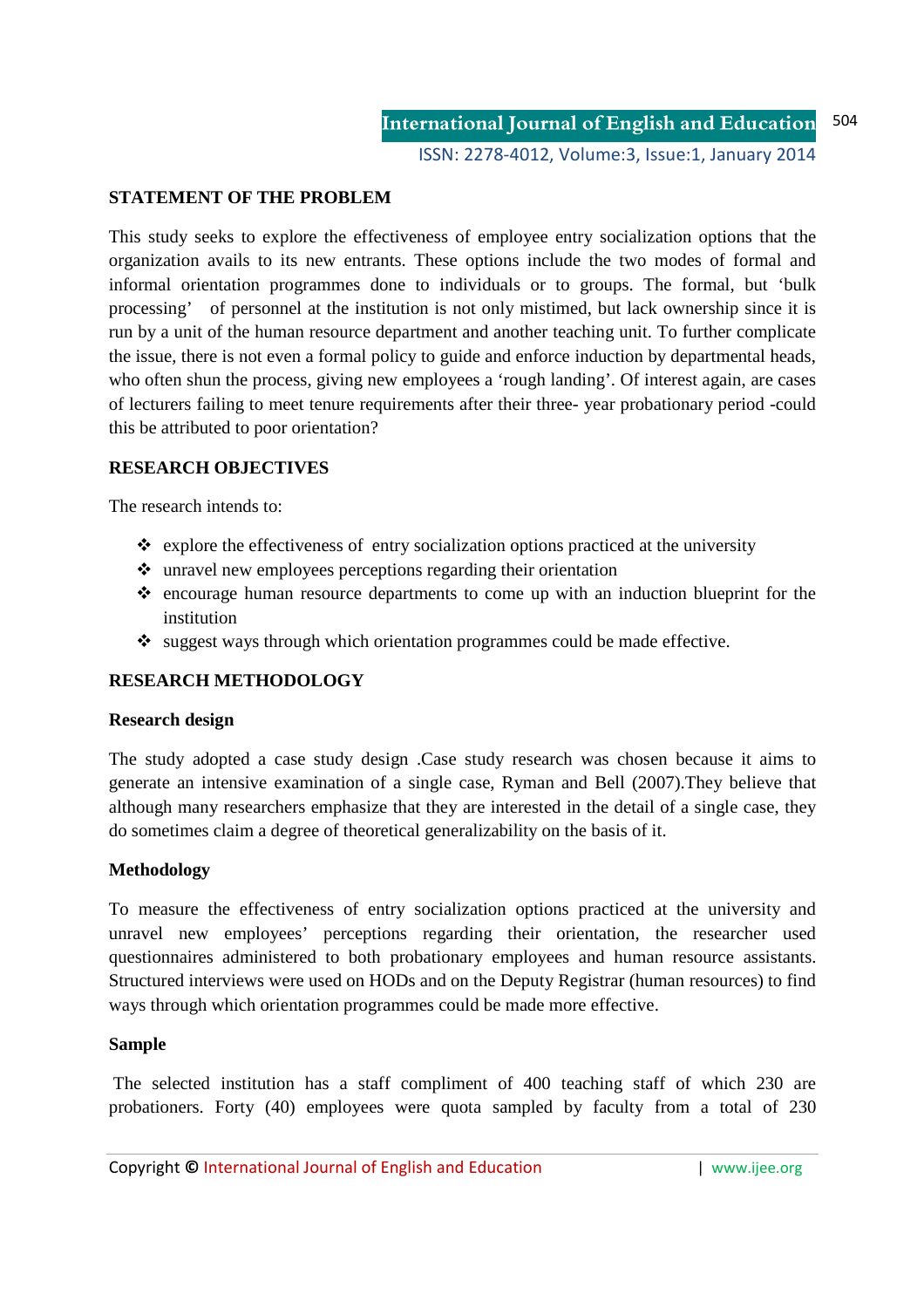## STATEMENT OF THE PROBLEM

This study seeks to explore the effectiveness of employee entry socialization options that the organization avails to its new entrants. These options include the two modes of formal and informal orientation programmes done to individuals or to groups. The formal, but 'bulk processing' of personnel at the institution is not only mistimed, but lack ownership since it is run by a unit of the human resource department and another teaching unit. To further complicate the issue, there is not even a formal policy to guide and enforce induction by departmental heads, who often shun the process, giving new employees a 'rough landing'. Of interest again, are cases of lecturers failing to meet tenure requirements after their three- year probationary period -could this be attributed to poor orientation?

## RESEARCH OBJECTIVES

The research intends to:

- explore the effectiveness of entry socialization options practiced at the university
- unravel new employees perceptions regarding their orientation
- encourage human resource departments to come up with an induction blueprint for the institution
- suggest ways through which orientation programmes could be made effective.

## RESEARCH METHODOLOGY

### Research design

The study adopted a case study design .Case study research was chosen because it aims to generate an intensive examination of a single case, Ryman and Bell (2007).They believe that although many researchers emphasize that they are interested in the detail of a single case, they do sometimes claim a degree of theoretical generalizability on the basis of it.

### Methodology

To measure the effectiveness of entry socialization options practiced at the university and unravel new employees' perceptions regarding their orientation, the researcher used questionnaires administered to both probationary employees and human resource assistants. Structured interviews were used on HODs and on the Deputy Registrar (human resources) to find ways through which orientation programmes could be made more effective.

### Sample

The selected institution has a staff compliment of 400 teaching staff of which 230 are probationers. Forty (40) employees were quota sampled by faculty from a total of 230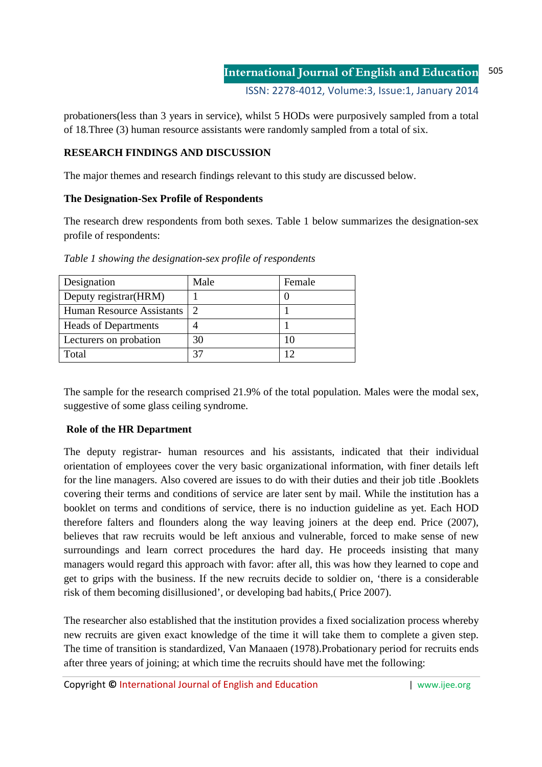probationers(less than 3 years in service), whilst 5 HODs were purposively sampled from a total of 18.Three (3) human resource assistants were randomly sampled from a total of six.

## RESEARCH FINDINGS AND DISCUSSION

The major themes and research findings relevant to this study are discussed below.

### The Designation-Sex Profile of Respondents

The research drew respondents from both sexes. Table 1 below summarizes the designation-sex profile of respondents:

*Table 1 showing the designation-sex profile of respondents*

| Designation | Male | Female |
|---|---|---|
| Deputy registrar(HRM) | 1 | 0 |
| Human Resource Assistants | 2 | 1 |
| Heads of Departments | 4 | 1 |
| Lecturers on probation | 30 | 10 |
| Total | 37 | 12 |

The sample for the research comprised 21.9% of the total population. Males were the modal sex, suggestive of some glass ceiling syndrome.

### Role of the HR Department

The deputy registrar- human resources and his assistants, indicated that their individual orientation of employees cover the very basic organizational information, with finer details left for the line managers. Also covered are issues to do with their duties and their job title .Booklets covering their terms and conditions of service are later sent by mail. While the institution has a booklet on terms and conditions of service, there is no induction guideline as yet. Each HOD therefore falters and flounders along the way leaving joiners at the deep end. Price (2007), believes that raw recruits would be left anxious and vulnerable, forced to make sense of new surroundings and learn correct procedures the hard day. He proceeds insisting that many managers would regard this approach with favor: after all, this was how they learned to cope and get to grips with the business. If the new recruits decide to soldier on, 'there is a considerable risk of them becoming disillusioned', or developing bad habits,( Price 2007).

The researcher also established that the institution provides a fixed socialization process whereby new recruits are given exact knowledge of the time it will take them to complete a given step. The time of transition is standardized, Van Manaaen (1978).Probationary period for recruits ends after three years of joining; at which time the recruits should have met the following: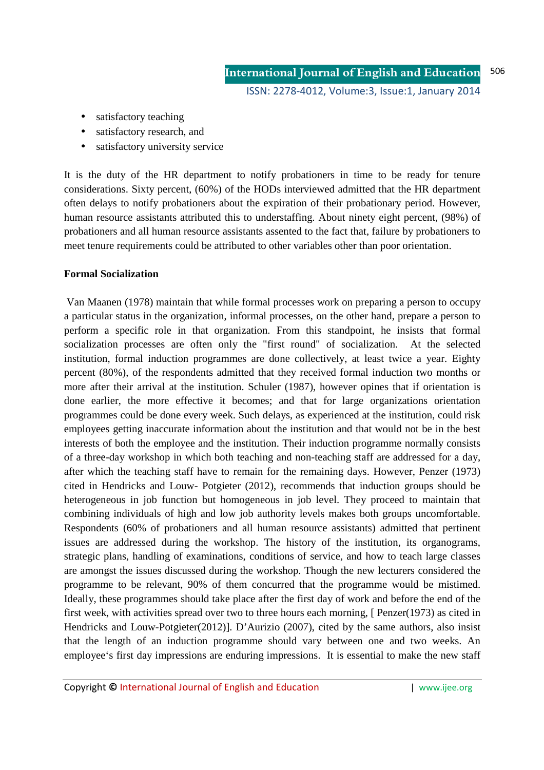- satisfactory teaching
- satisfactory research, and
- satisfactory university service

It is the duty of the HR department to notify probationers in time to be ready for tenure considerations. Sixty percent, (60%) of the HODs interviewed admitted that the HR department often delays to notify probationers about the expiration of their probationary period. However, human resource assistants attributed this to understaffing. About ninety eight percent, (98%) of probationers and all human resource assistants assented to the fact that, failure by probationers to meet tenure requirements could be attributed to other variables other than poor orientation.

**Formal Socialization**

Van Maanen (1978) maintain that while formal processes work on preparing a person to occupy a particular status in the organization, informal processes, on the other hand, prepare a person to perform a specific role in that organization. From this standpoint, he insists that formal socialization processes are often only the "first round" of socialization. At the selected institution, formal induction programmes are done collectively, at least twice a year. Eighty percent (80%), of the respondents admitted that they received formal induction two months or more after their arrival at the institution. Schuler (1987), however opines that if orientation is done earlier, the more effective it becomes; and that for large organizations orientation programmes could be done every week. Such delays, as experienced at the institution, could risk employees getting inaccurate information about the institution and that would not be in the best interests of both the employee and the institution. Their induction programme normally consists of a three-day workshop in which both teaching and non-teaching staff are addressed for a day, after which the teaching staff have to remain for the remaining days. However, Penzer (1973) cited in Hendricks and Louw- Potgieter (2012), recommends that induction groups should be heterogeneous in job function but homogeneous in job level. They proceed to maintain that combining individuals of high and low job authority levels makes both groups uncomfortable. Respondents (60% of probationers and all human resource assistants) admitted that pertinent issues are addressed during the workshop. The history of the institution, its organograms, strategic plans, handling of examinations, conditions of service, and how to teach large classes are amongst the issues discussed during the workshop. Though the new lecturers considered the programme to be relevant, 90% of them concurred that the programme would be mistimed. Ideally, these programmes should take place after the first day of work and before the end of the first week, with activities spread over two to three hours each morning, [ Penzer(1973) as cited in Hendricks and Louw-Potgieter(2012)]. D'Aurizio (2007), cited by the same authors, also insist that the length of an induction programme should vary between one and two weeks. An employee's first day impressions are enduring impressions. It is essential to make the new staff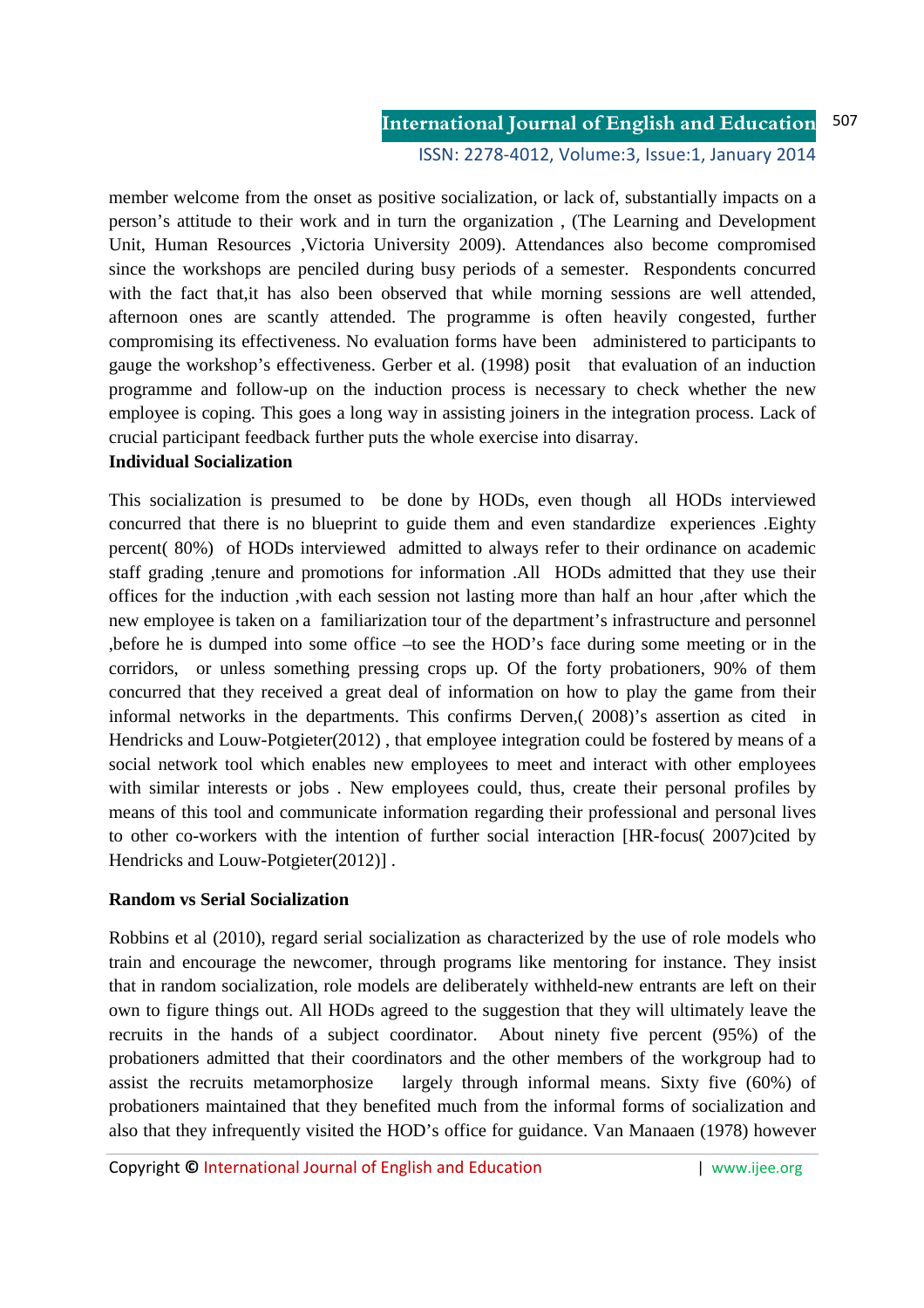member welcome from the onset as positive socialization, or lack of, substantially impacts on a person's attitude to their work and in turn the organization , (The Learning and Development Unit, Human Resources ,Victoria University 2009). Attendances also become compromised since the workshops are penciled during busy periods of a semester. Respondents concurred with the fact that,it has also been observed that while morning sessions are well attended, afternoon ones are scantly attended. The programme is often heavily congested, further compromising its effectiveness. No evaluation forms have been administered to participants to gauge the workshop's effectiveness. Gerber et al. (1998) posit that evaluation of an induction programme and follow-up on the induction process is necessary to check whether the new employee is coping. This goes a long way in assisting joiners in the integration process. Lack of crucial participant feedback further puts the whole exercise into disarray.

**Individual Socialization**

This socialization is presumed to be done by HODs, even though all HODs interviewed concurred that there is no blueprint to guide them and even standardize experiences .Eighty percent( 80%) of HODs interviewed admitted to always refer to their ordinance on academic staff grading ,tenure and promotions for information .All HODs admitted that they use their offices for the induction ,with each session not lasting more than half an hour ,after which the new employee is taken on a familiarization tour of the department's infrastructure and personnel ,before he is dumped into some office –to see the HOD's face during some meeting or in the corridors, or unless something pressing crops up. Of the forty probationers, 90% of them concurred that they received a great deal of information on how to play the game from their informal networks in the departments. This confirms Derven,( 2008)'s assertion as cited in Hendricks and Louw-Potgieter(2012) , that employee integration could be fostered by means of a social network tool which enables new employees to meet and interact with other employees with similar interests or jobs . New employees could, thus, create their personal profiles by means of this tool and communicate information regarding their professional and personal lives to other co-workers with the intention of further social interaction [HR-focus( 2007)cited by Hendricks and Louw-Potgieter(2012)] .

**Random vs Serial Socialization**

Robbins et al (2010), regard serial socialization as characterized by the use of role models who train and encourage the newcomer, through programs like mentoring for instance. They insist that in random socialization, role models are deliberately withheld-new entrants are left on their own to figure things out. All HODs agreed to the suggestion that they will ultimately leave the recruits in the hands of a subject coordinator. About ninety five percent (95%) of the probationers admitted that their coordinators and the other members of the workgroup had to assist the recruits metamorphosize largely through informal means. Sixty five (60%) of probationers maintained that they benefited much from the informal forms of socialization and also that they infrequently visited the HOD's office for guidance. Van Manaaen (1978) however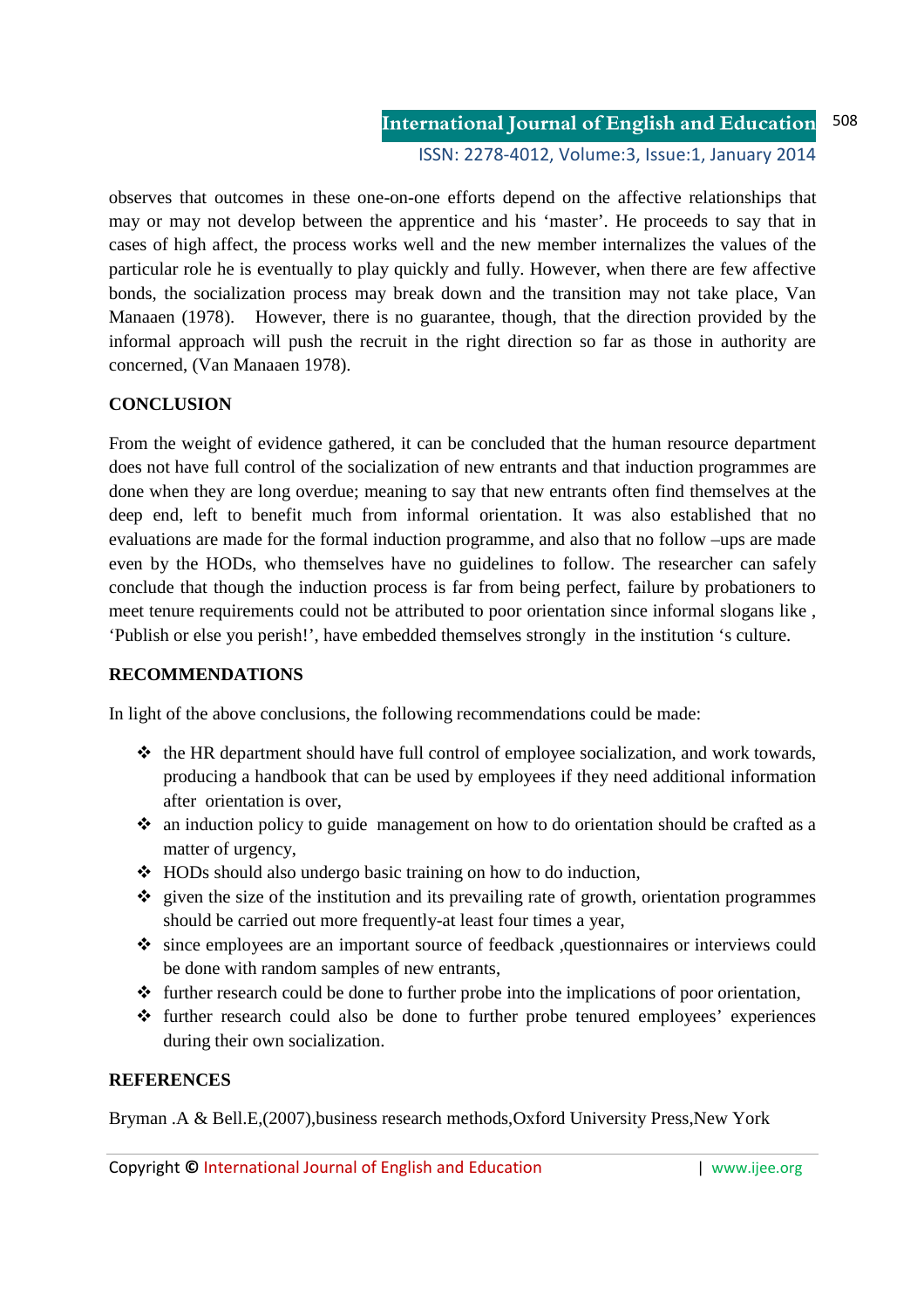observes that outcomes in these one-on-one efforts depend on the affective relationships that may or may not develop between the apprentice and his 'master'. He proceeds to say that in cases of high affect, the process works well and the new member internalizes the values of the particular role he is eventually to play quickly and fully. However, when there are few affective bonds, the socialization process may break down and the transition may not take place, Van Manaaen (1978). However, there is no guarantee, though, that the direction provided by the informal approach will push the recruit in the right direction so far as those in authority are concerned, (Van Manaaen 1978).

## CONCLUSION

From the weight of evidence gathered, it can be concluded that the human resource department does not have full control of the socialization of new entrants and that induction programmes are done when they are long overdue; meaning to say that new entrants often find themselves at the deep end, left to benefit much from informal orientation. It was also established that no evaluations are made for the formal induction programme, and also that no follow –ups are made even by the HODs, who themselves have no guidelines to follow. The researcher can safely conclude that though the induction process is far from being perfect, failure by probationers to meet tenure requirements could not be attributed to poor orientation since informal slogans like , 'Publish or else you perish!', have embedded themselves strongly in the institution 's culture.

## RECOMMENDATIONS

In light of the above conclusions, the following recommendations could be made:

- the HR department should have full control of employee socialization, and work towards, producing a handbook that can be used by employees if they need additional information after orientation is over,
- an induction policy to guide management on how to do orientation should be crafted as a matter of urgency,
- HODs should also undergo basic training on how to do induction,
- given the size of the institution and its prevailing rate of growth, orientation programmes should be carried out more frequently-at least four times a year,
- since employees are an important source of feedback ,questionnaires or interviews could be done with random samples of new entrants,
- further research could be done to further probe into the implications of poor orientation,
- further research could also be done to further probe tenured employees' experiences during their own socialization.

## REFERENCES

Bryman .A & Bell.E,(2007),business research methods,Oxford University Press,New York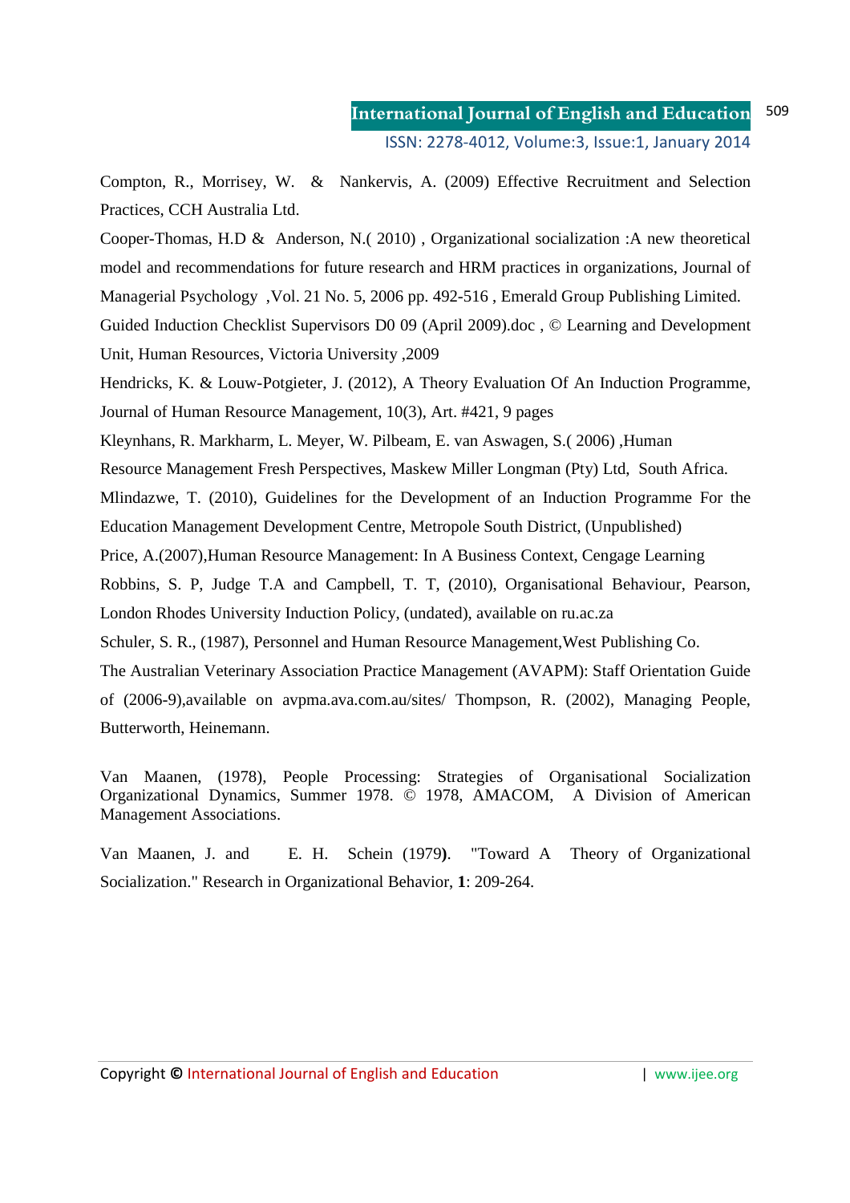Compton, R., Morrisey, W. & Nankervis, A. (2009) Effective Recruitment and Selection Practices, CCH Australia Ltd.

Cooper-Thomas, H.D & Anderson, N.( 2010) , Organizational socialization :A new theoretical model and recommendations for future research and HRM practices in organizations, Journal of Managerial Psychology ,Vol. 21 No. 5, 2006 pp. 492-516 , Emerald Group Publishing Limited.

Guided Induction Checklist Supervisors D0 09 (April 2009).doc , © Learning and Development Unit, Human Resources, Victoria University ,2009

Hendricks, K. & Louw-Potgieter, J. (2012), A Theory Evaluation Of An Induction Programme, Journal of Human Resource Management, 10(3), Art. #421, 9 pages

Kleynhans, R. Markharm, L. Meyer, W. Pilbeam, E. van Aswagen, S.( 2006) ,Human Resource Management Fresh Perspectives, Maskew Miller Longman (Pty) Ltd, South Africa.

Mlindazwe, T. (2010), Guidelines for the Development of an Induction Programme For the Education Management Development Centre, Metropole South District, (Unpublished)

Price, A.(2007),Human Resource Management: In A Business Context, Cengage Learning

Robbins, S. P, Judge T.A and Campbell, T. T, (2010), Organisational Behaviour, Pearson, London Rhodes University Induction Policy, (undated), available on ru.ac.za

Schuler, S. R., (1987), Personnel and Human Resource Management,West Publishing Co.

The Australian Veterinary Association Practice Management (AVAPM): Staff Orientation Guide of (2006-9),available on avpma.ava.com.au/sites/ Thompson, R. (2002), Managing People, Butterworth, Heinemann.

Van Maanen, (1978), People Processing: Strategies of Organisational Socialization Organizational Dynamics, Summer 1978. © 1978, AMACOM, A Division of American Management Associations.

Van Maanen, J. and E. H. Schein (1979**)**. "Toward A Theory of Organizational Socialization." Research in Organizational Behavior, **1**: 209-264.